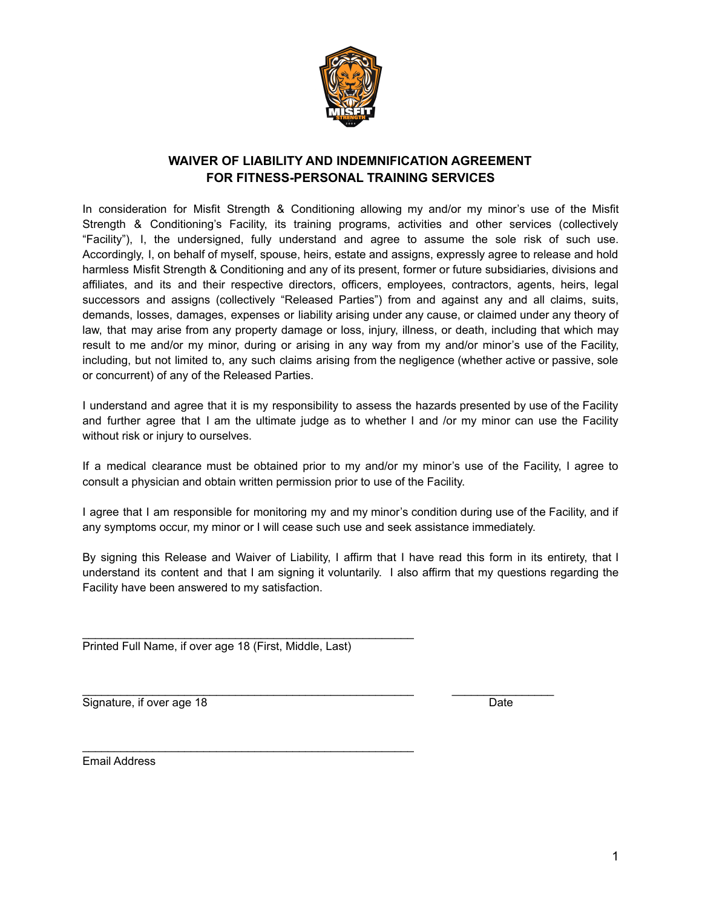## WAIVER OF LIABILITY AND INDEMNIFICATION AGREEMENT FOR FITNESS-PERSONAL TRAINING SERVICES

In consideration for Misfit Strength & Conditioning allowing my and/or my minor's use of the Misfit Strength & Conditioning's Facility, its training programs, activities and other services (collectively "Facility"), I, the undersigned, fully understand and agree to assume the sole risk of such use. Accordingly, I, on behalf of myself, spouse, heirs, estate and assigns, expressly agree to release and hold harmless Misfit Strength & Conditioning and any of its present, former or future subsidiaries, divisions and affiliates, and its and their respective directors, officers, employees, contractors, agents, heirs, legal successors and assigns (collectively "Released Parties") from and against any and all claims, suits, demands, losses, damages, expenses or liability arising under any cause, or claimed under any theory of law, that may arise from any property damage or loss, injury, illness, or death, including that which may result to me and/or my minor, during or arising in any way from my and/or minor's use of the Facility, including, but not limited to, any such claims arising from the negligence (whether active or passive, sole or concurrent) of any of the Released Parties.

I understand and agree that it is my responsibility to assess the hazards presented by use of the Facility and further agree that I am the ultimate judge as to whether I and /or my minor can use the Facility without risk or injury to ourselves.

If a medical clearance must be obtained prior to my and/or my minor's use of the Facility, I agree to consult a physician and obtain written permission prior to use of the Facility.

I agree that I am responsible for monitoring my and my minor's condition during use of the Facility, and if any symptoms occur, my minor or I will cease such use and seek assistance immediately.

By signing this Release and Waiver of Liability, I affirm that I have read this form in its entirety, that I understand its content and that I am signing it voluntarily. I also affirm that my questions regarding the Facility have been answered to my satisfaction.

_____________________________________________________
Printed Full Name, if over age 18 (First, Middle, Last)

_____________________________________________________ ________________
Signature, if over age 18 Date

_____________________________________________________
Email Address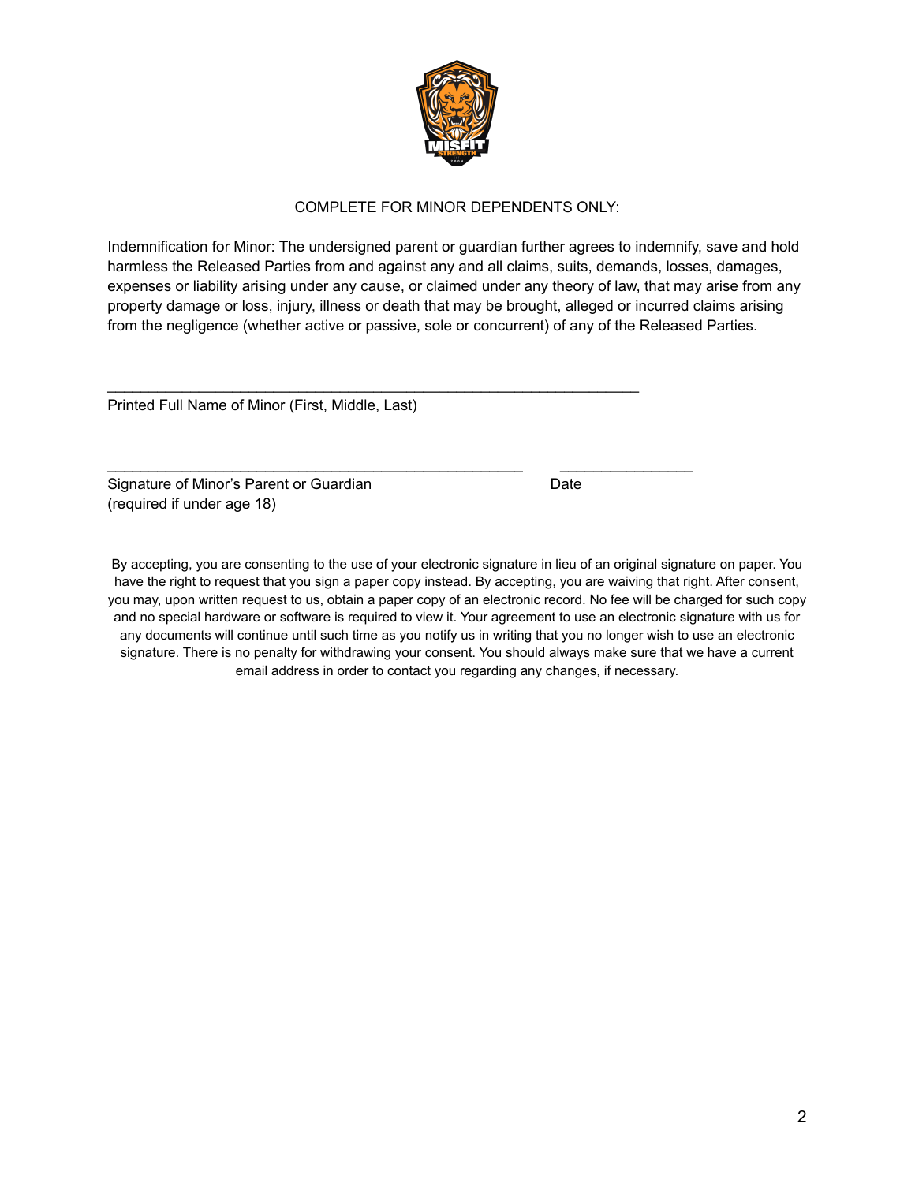COMPLETE FOR MINOR DEPENDENTS ONLY:

Indemnification for Minor: The undersigned parent or guardian further agrees to indemnify, save and hold harmless the Released Parties from and against any and all claims, suits, demands, losses, damages, expenses or liability arising under any cause, or claimed under any theory of law, that may arise from any property damage or loss, injury, illness or death that may be brought, alleged or incurred claims arising from the negligence (whether active or passive, sole or concurrent) of any of the Released Parties.

\_\_\_\_\_\_\_\_\_\_\_\_\_\_\_\_\_\_\_\_\_\_\_\_\_\_\_\_\_\_\_\_\_\_\_\_\_\_\_\_\_\_\_\_\_\_\_\_\_\_\_\_\_\_\_\_\_\_\_\_\_\_\_\_

Printed Full Name of Minor (First, Middle, Last)

\_\_\_\_\_\_\_\_\_\_\_\_\_\_\_\_\_\_\_\_\_\_\_\_\_\_\_\_\_\_\_\_\_\_\_\_\_\_\_\_\_\_\_\_\_\_\_\_\_\_ \_\_\_\_\_\_\_\_\_\_\_\_\_\_\_\_

Signature of Minor's Parent or Guardian (required if under age 18) Date

By accepting, you are consenting to the use of your electronic signature in lieu of an original signature on paper. You have the right to request that you sign a paper copy instead. By accepting, you are waiving that right. After consent, you may, upon written request to us, obtain a paper copy of an electronic record. No fee will be charged for such copy and no special hardware or software is required to view it. Your agreement to use an electronic signature with us for any documents will continue until such time as you notify us in writing that you no longer wish to use an electronic signature. There is no penalty for withdrawing your consent. You should always make sure that we have a current email address in order to contact you regarding any changes, if necessary.